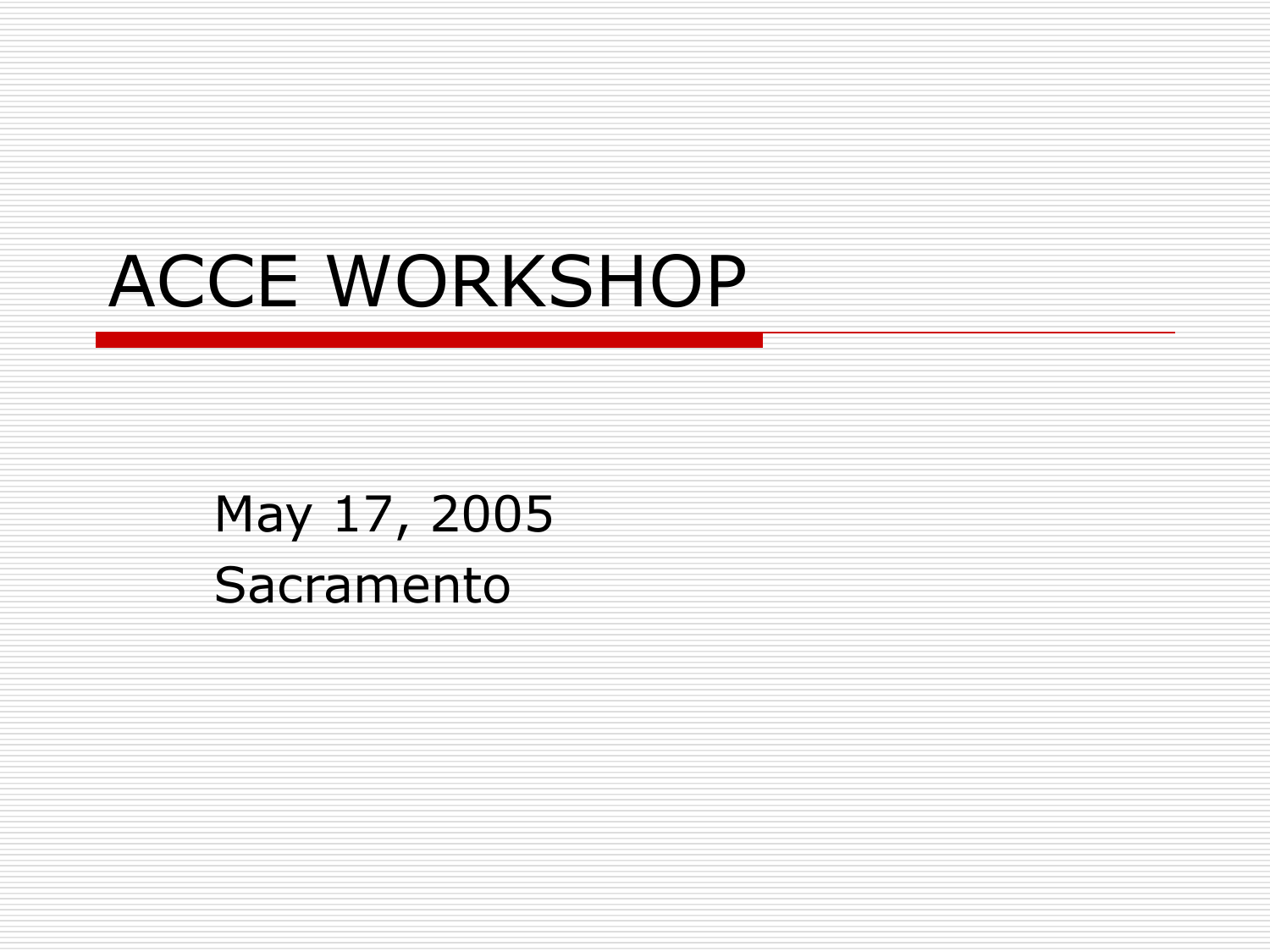# ACCE WORKSHOP

May 17, 2005
Sacramento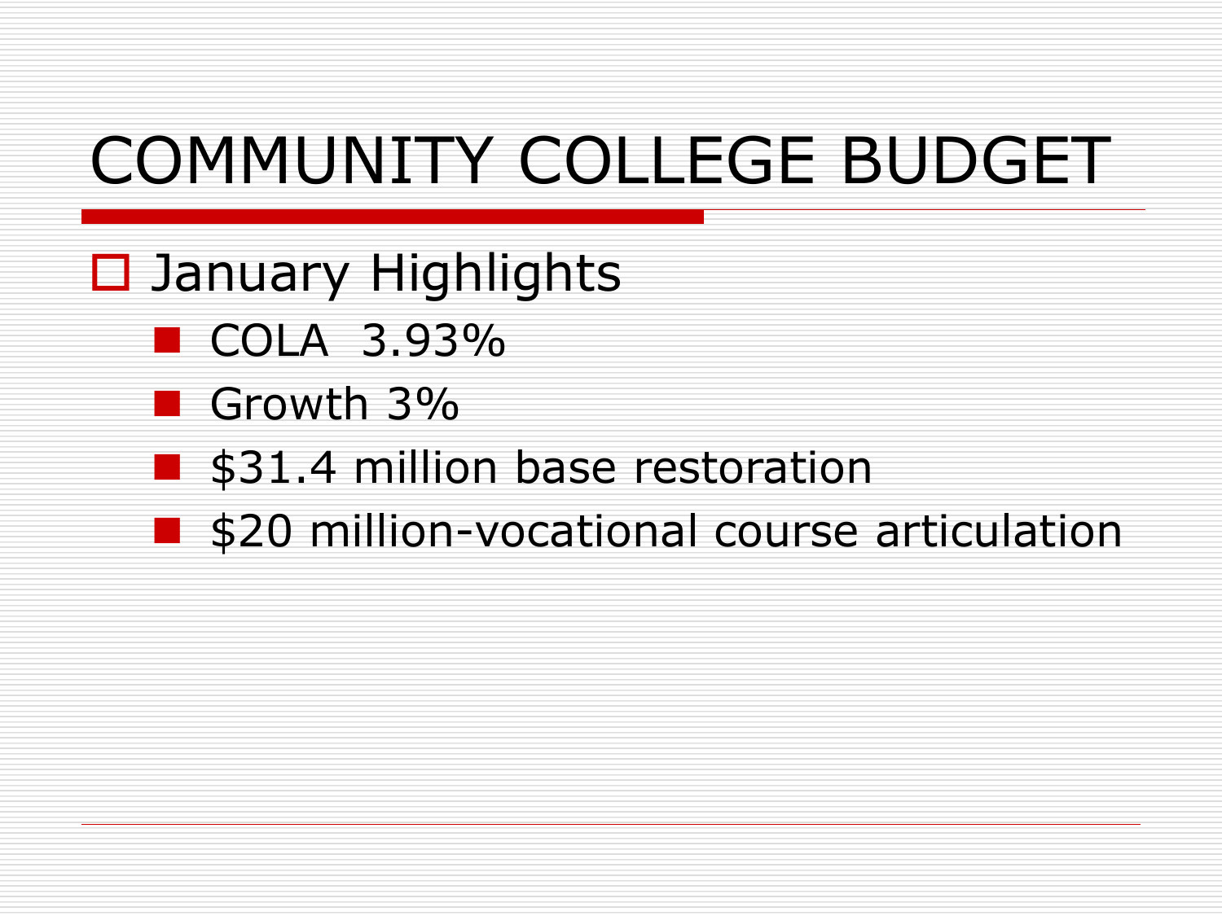# COMMUNITY COLLEGE BUDGET

- January Highlights
  - COLA 3.93%
  - Growth 3%
  - $31.4 million base restoration
  - $20 million-vocational course articulation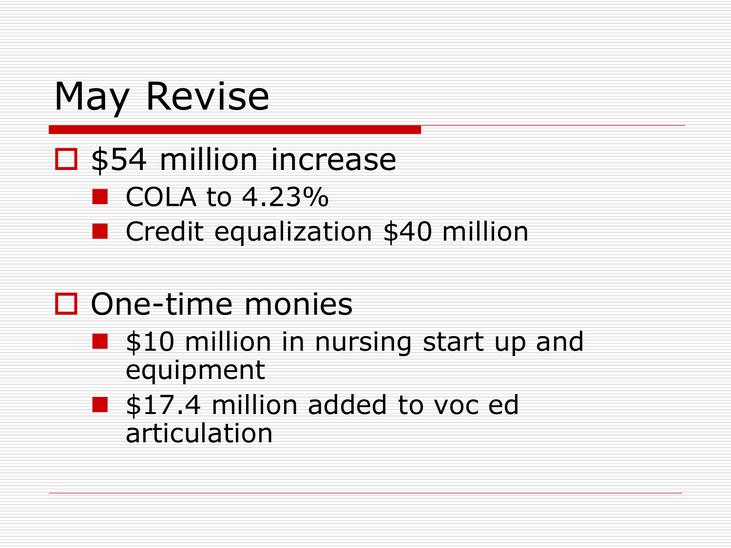# May Revise

- $54 million increase
  - COLA to 4.23%
  - Credit equalization $40 million

- One-time monies
  - $10 million in nursing start up and equipment
  - $17.4 million added to voc ed articulation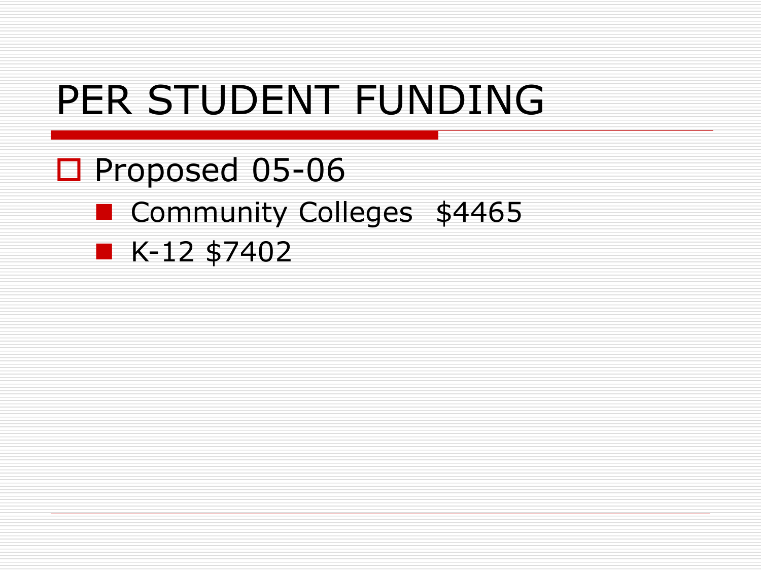# PER STUDENT FUNDING

- Proposed 05-06
  - Community Colleges $4465
  - K-12 $7402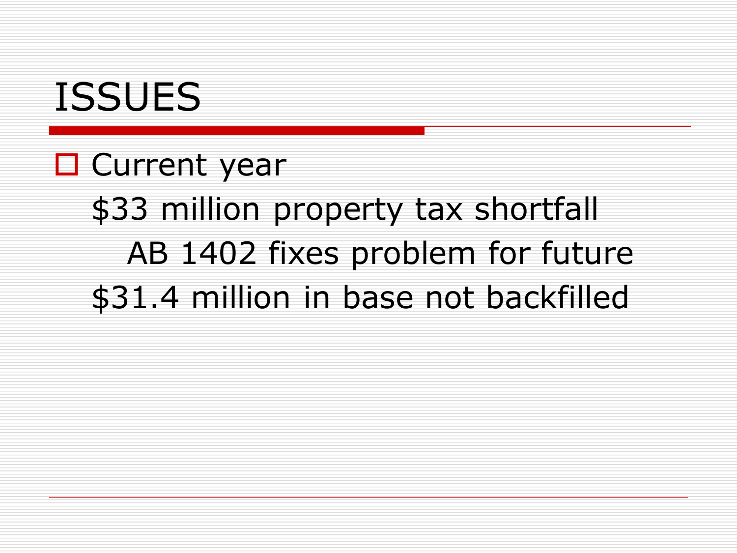# ISSUES

- Current year

  $33 million property tax shortfall

    AB 1402 fixes problem for future

  $31.4 million in base not backfilled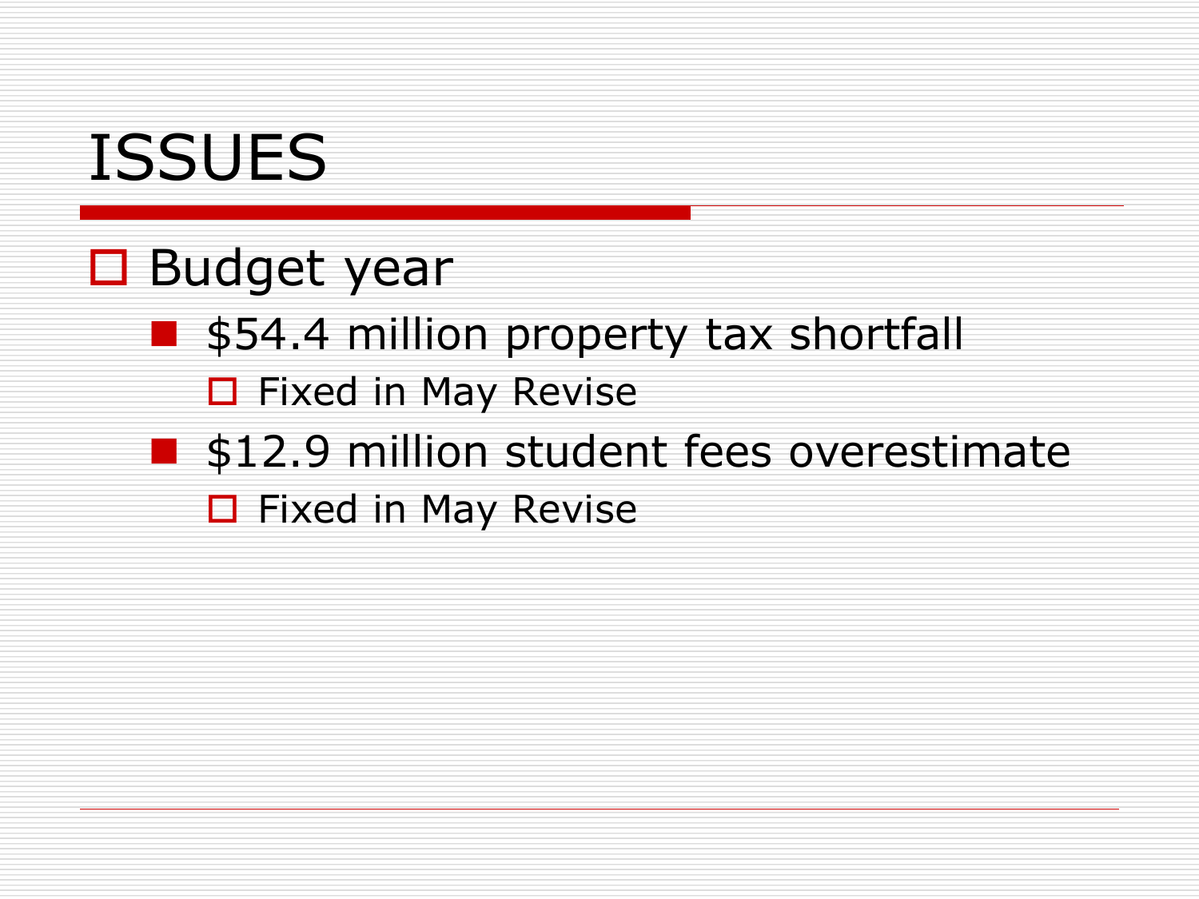# ISSUES

- Budget year
  - $54.4 million property tax shortfall
    - Fixed in May Revise
  - $12.9 million student fees overestimate
    - Fixed in May Revise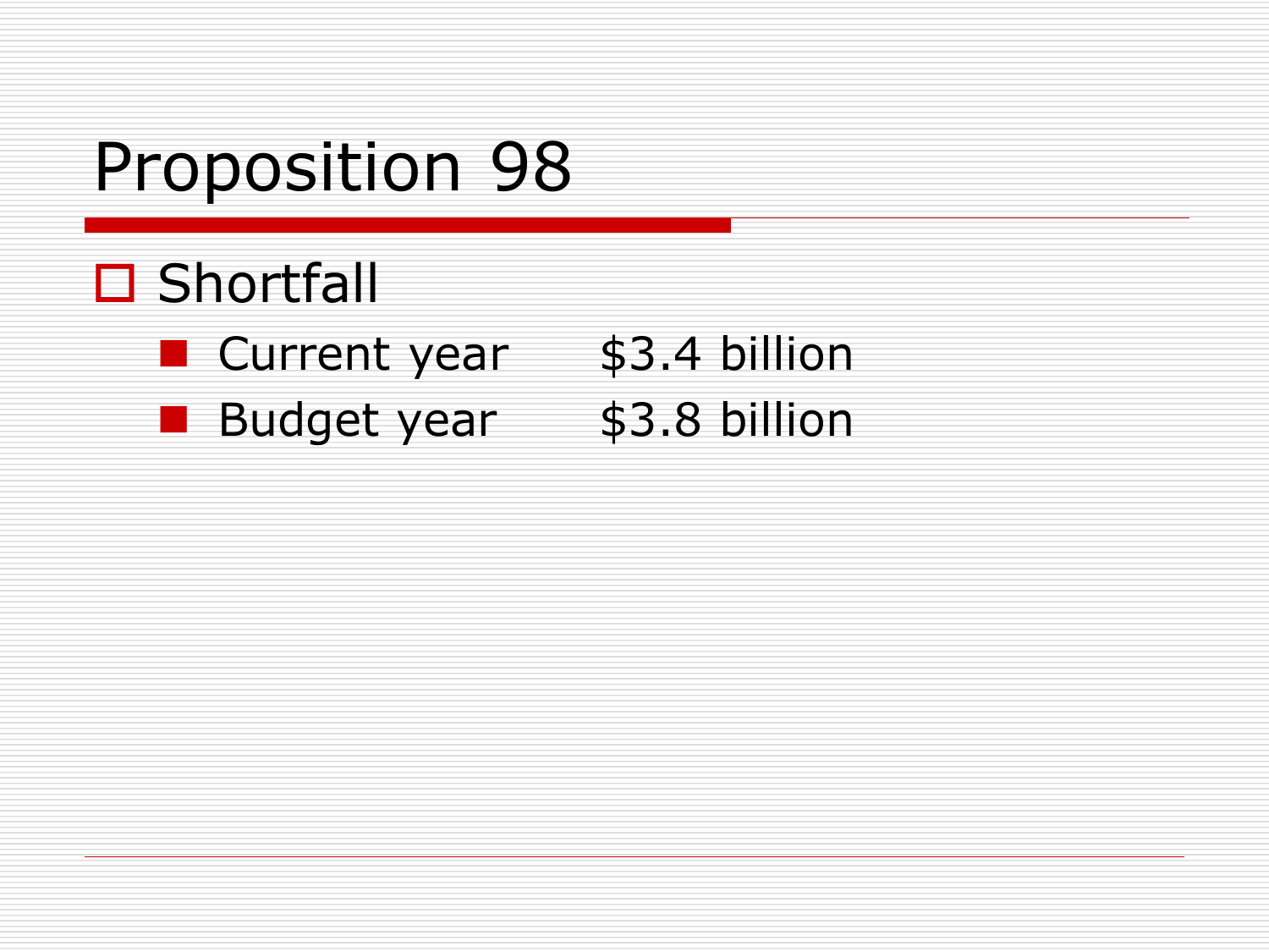# Proposition 98

- Shortfall
  - Current year $3.4 billion
  - Budget year $3.8 billion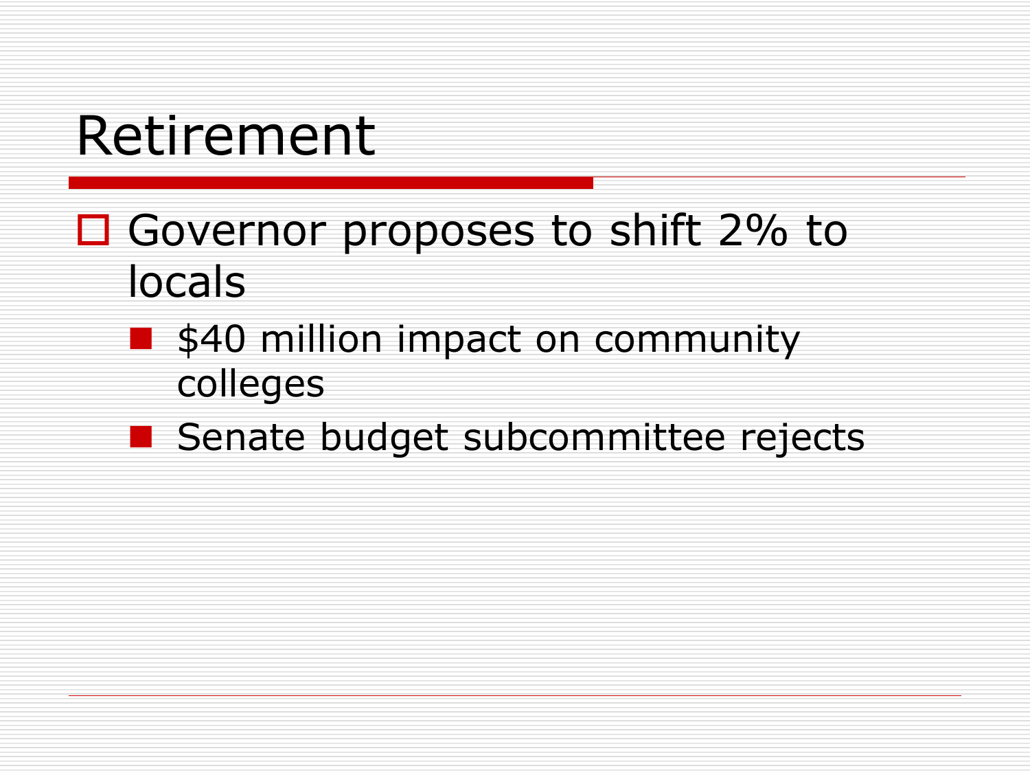# Retirement

- Governor proposes to shift 2% to locals
  - $40 million impact on community colleges
  - Senate budget subcommittee rejects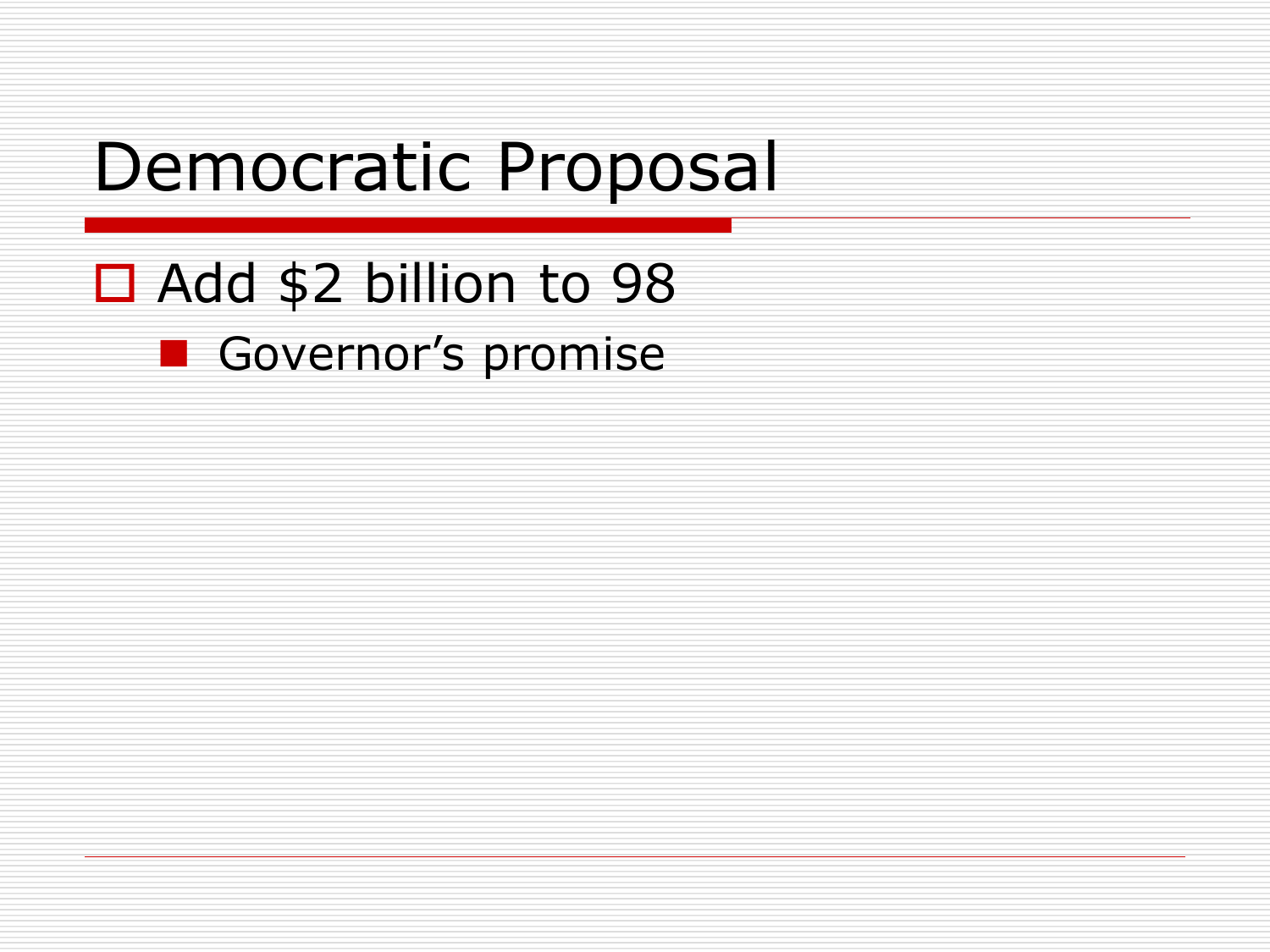# Democratic Proposal

- Add $2 billion to 98
  - Governor’s promise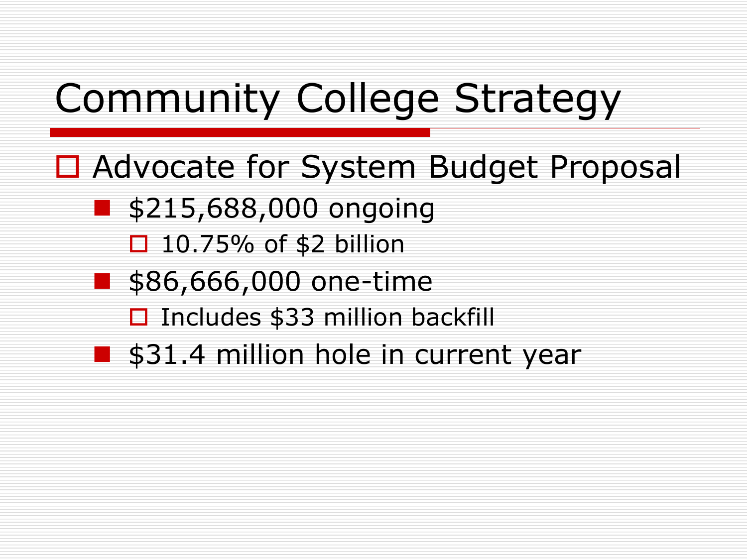# Community College Strategy

- Advocate for System Budget Proposal
  - $215,688,000 ongoing
    - 10.75% of $2 billion
  - $86,666,000 one-time
    - Includes $33 million backfill
  - $31.4 million hole in current year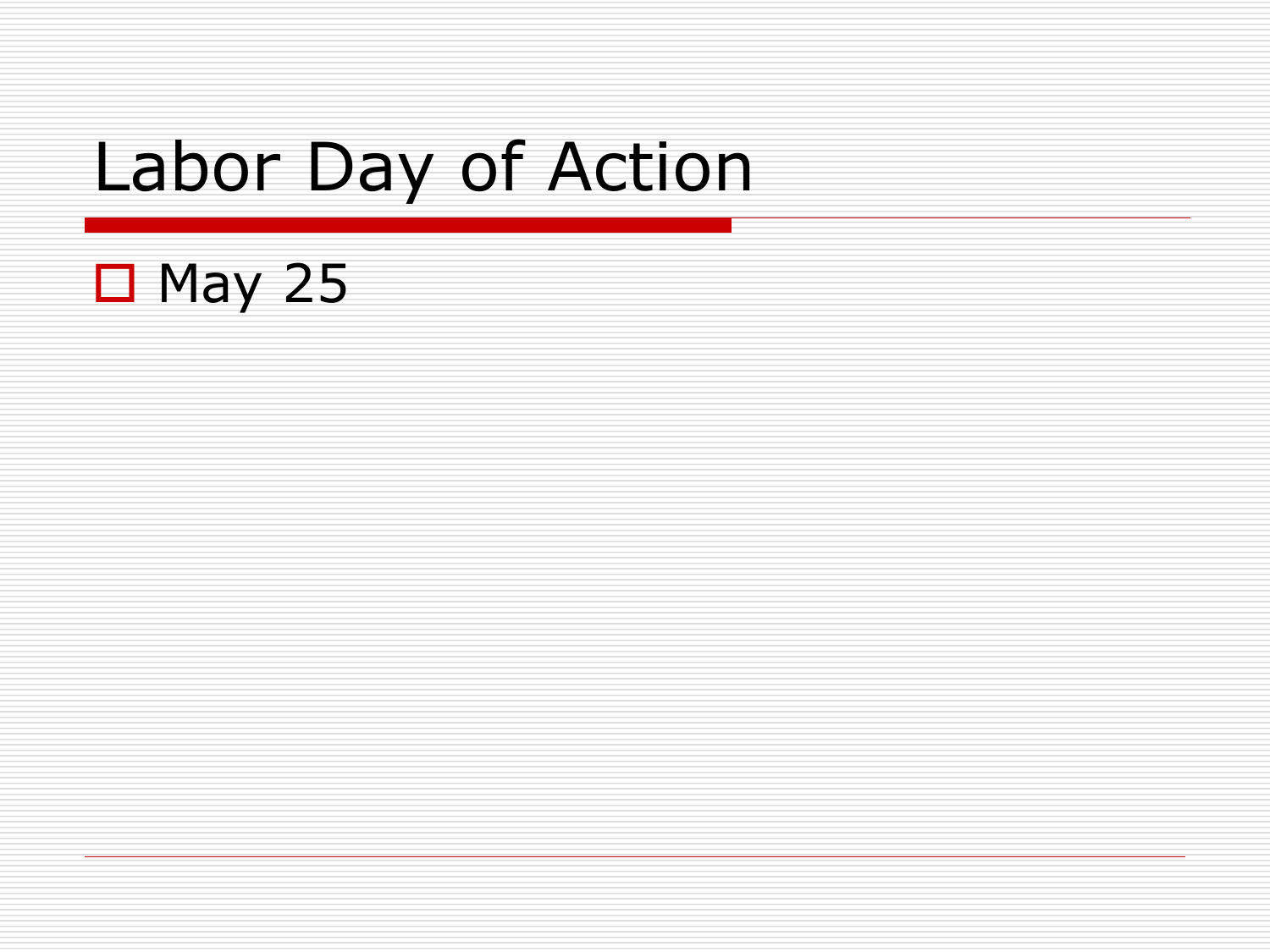# Labor Day of Action

- May 25